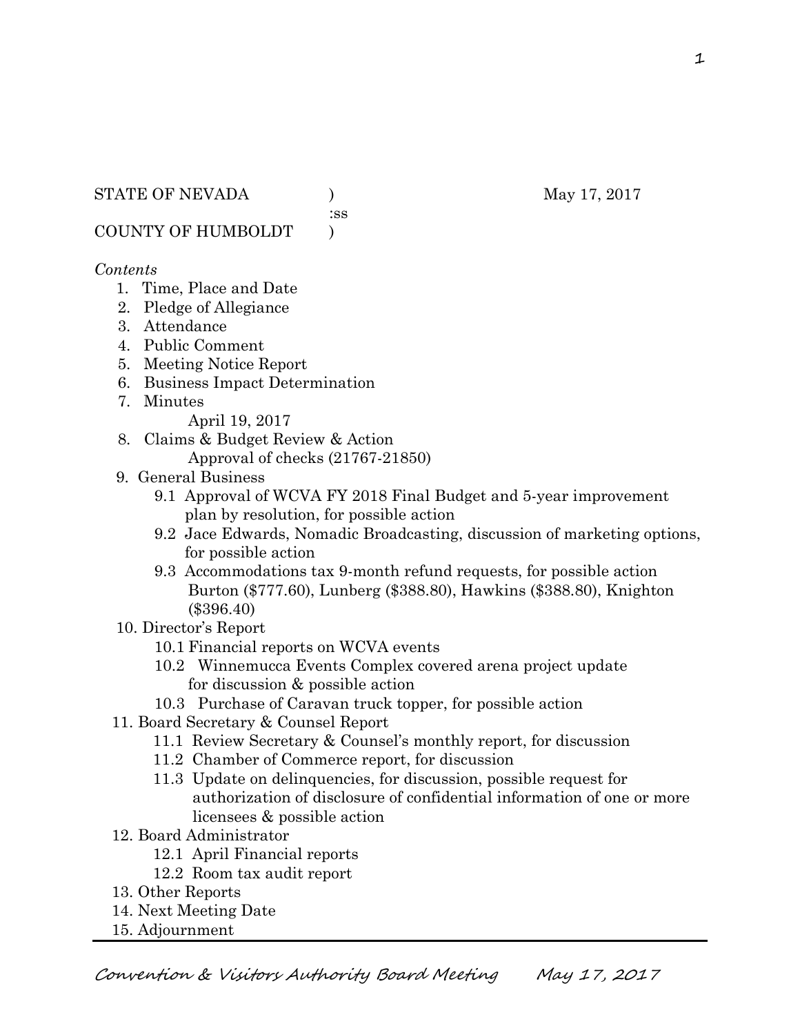STATE OF NEVADA )  May 17, 2017
:ss
COUNTY OF HUMBOLDT )

*Contents*

1. Time, Place and Date
2. Pledge of Allegiance
3. Attendance
4. Public Comment
5. Meeting Notice Report
6. Business Impact Determination
7. Minutes
   April 19, 2017
8. Claims & Budget Review & Action
   Approval of checks (21767-21850)
9. General Business
   - 9.1 Approval of WCVA FY 2018 Final Budget and 5-year improvement plan by resolution, for possible action
   - 9.2 Jace Edwards, Nomadic Broadcasting, discussion of marketing options, for possible action
   - 9.3 Accommodations tax 9-month refund requests, for possible action
     Burton ($777.60), Lunberg ($388.80), Hawkins ($388.80), Knighton ($396.40)
10. Director's Report
    - 10.1 Financial reports on WCVA events
    - 10.2 Winnemucca Events Complex covered arena project update for discussion & possible action
    - 10.3 Purchase of Caravan truck topper, for possible action
11. Board Secretary & Counsel Report
    - 11.1 Review Secretary & Counsel's monthly report, for discussion
    - 11.2 Chamber of Commerce report, for discussion
    - 11.3 Update on delinquencies, for discussion, possible request for authorization of disclosure of confidential information of one or more licensees & possible action
12. Board Administrator
    - 12.1 April Financial reports
    - 12.2 Room tax audit report
13. Other Reports
14. Next Meeting Date
15. Adjournment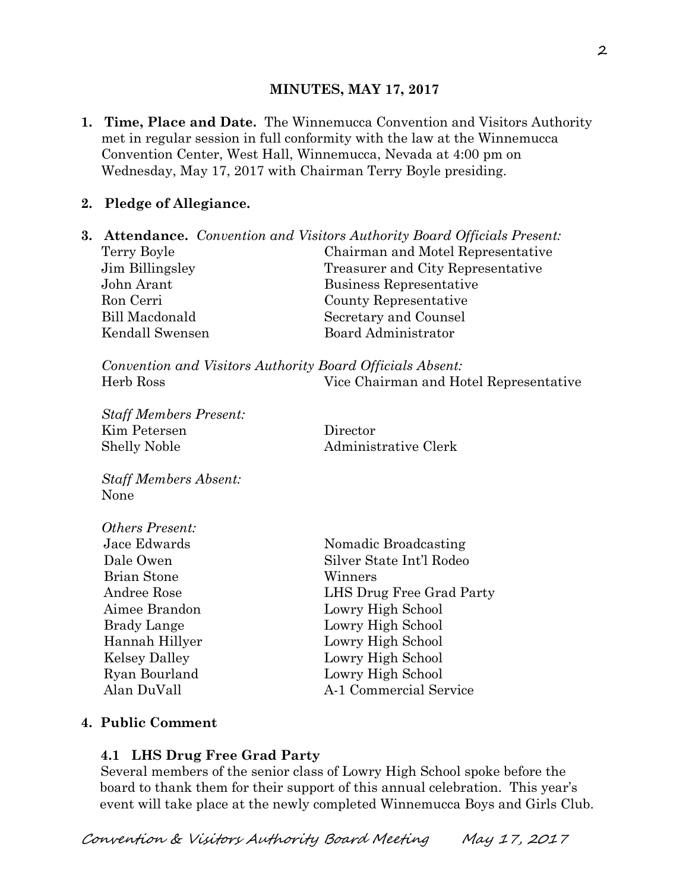## MINUTES, MAY 17, 2017

**1. Time, Place and Date.** The Winnemucca Convention and Visitors Authority met in regular session in full conformity with the law at the Winnemucca Convention Center, West Hall, Winnemucca, Nevada at 4:00 pm on Wednesday, May 17, 2017 with Chairman Terry Boyle presiding.

**2. Pledge of Allegiance.**

**3. Attendance.** *Convention and Visitors Authority Board Officials Present:*

| | |
|---|---|
| Terry Boyle | Chairman and Motel Representative |
| Jim Billingsley | Treasurer and City Representative |
| John Arant | Business Representative |
| Ron Cerri | County Representative |
| Bill Macdonald | Secretary and Counsel |
| Kendall Swensen | Board Administrator |

*Convention and Visitors Authority Board Officials Absent:*

| | |
|---|---|
| Herb Ross | Vice Chairman and Hotel Representative |

*Staff Members Present:*

| | |
|---|---|
| Kim Petersen | Director |
| Shelly Noble | Administrative Clerk |

*Staff Members Absent:*
None

*Others Present:*

| | |
|---|---|
| Jace Edwards | Nomadic Broadcasting |
| Dale Owen | Silver State Int'l Rodeo |
| Brian Stone | Winners |
| Andree Rose | LHS Drug Free Grad Party |
| Aimee Brandon | Lowry High School |
| Brady Lange | Lowry High School |
| Hannah Hillyer | Lowry High School |
| Kelsey Dalley | Lowry High School |
| Ryan Bourland | Lowry High School |
| Alan DuVall | A-1 Commercial Service |

**4. Public Comment**

**4.1 LHS Drug Free Grad Party**
Several members of the senior class of Lowry High School spoke before the board to thank them for their support of this annual celebration. This year's event will take place at the newly completed Winnemucca Boys and Girls Club.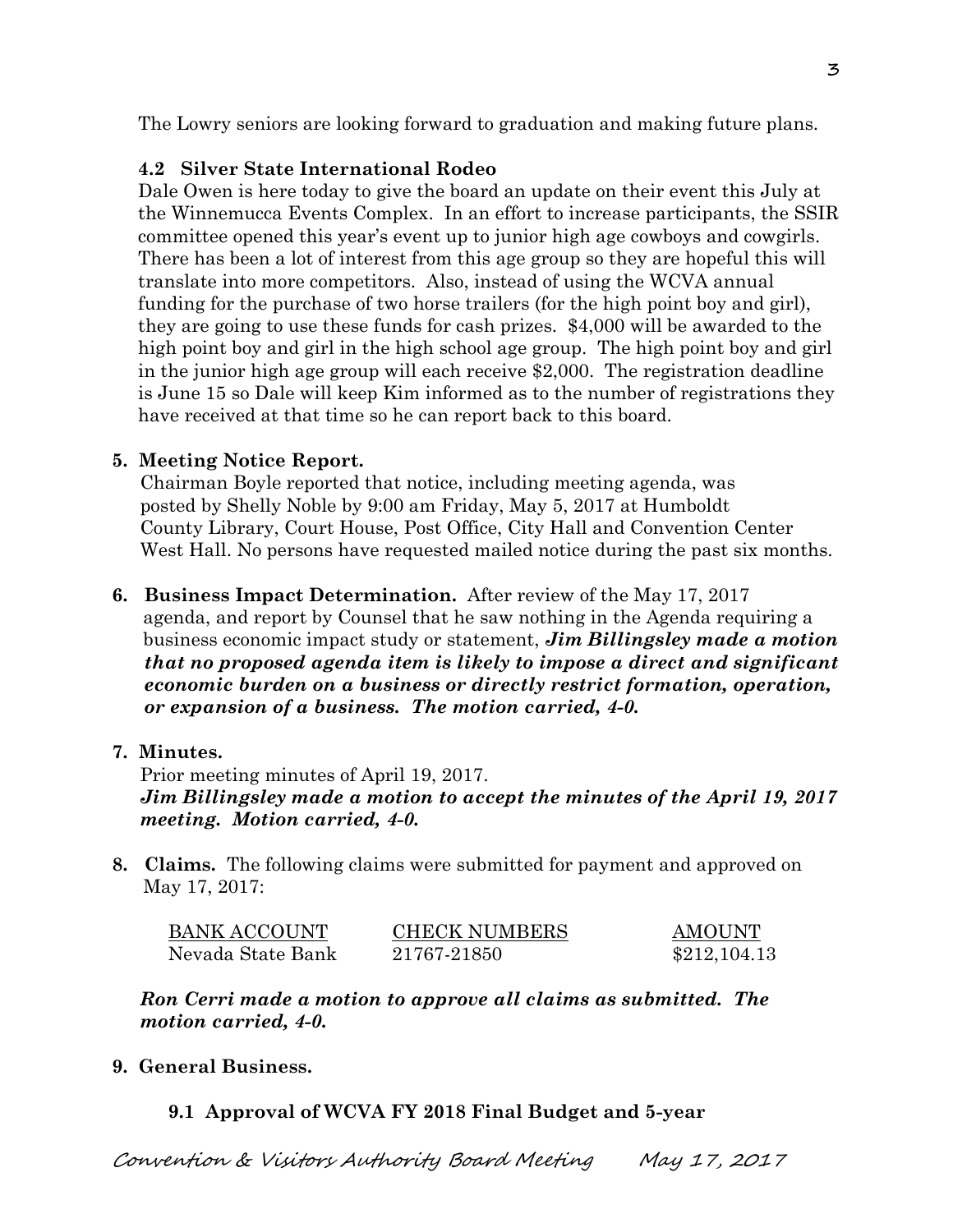The Lowry seniors are looking forward to graduation and making future plans.

**4.2 Silver State International Rodeo**

Dale Owen is here today to give the board an update on their event this July at the Winnemucca Events Complex. In an effort to increase participants, the SSIR committee opened this year's event up to junior high age cowboys and cowgirls. There has been a lot of interest from this age group so they are hopeful this will translate into more competitors. Also, instead of using the WCVA annual funding for the purchase of two horse trailers (for the high point boy and girl), they are going to use these funds for cash prizes. $4,000 will be awarded to the high point boy and girl in the high school age group. The high point boy and girl in the junior high age group will each receive $2,000. The registration deadline is June 15 so Dale will keep Kim informed as to the number of registrations they have received at that time so he can report back to this board.

**5. Meeting Notice Report.**

Chairman Boyle reported that notice, including meeting agenda, was posted by Shelly Noble by 9:00 am Friday, May 5, 2017 at Humboldt County Library, Court House, Post Office, City Hall and Convention Center West Hall. No persons have requested mailed notice during the past six months.

**6. Business Impact Determination.** After review of the May 17, 2017 agenda, and report by Counsel that he saw nothing in the Agenda requiring a business economic impact study or statement, ***Jim Billingsley made a motion that no proposed agenda item is likely to impose a direct and significant economic burden on a business or directly restrict formation, operation, or expansion of a business. The motion carried, 4-0.***

**7. Minutes.**

Prior meeting minutes of April 19, 2017.

***Jim Billingsley made a motion to accept the minutes of the April 19, 2017 meeting. Motion carried, 4-0.***

**8. Claims.** The following claims were submitted for payment and approved on May 17, 2017:

| BANK ACCOUNT | CHECK NUMBERS | AMOUNT |
|---|---|---|
| Nevada State Bank | 21767-21850 | $212,104.13 |

***Ron Cerri made a motion to approve all claims as submitted. The motion carried, 4-0.***

**9. General Business.**

**9.1 Approval of WCVA FY 2018 Final Budget and 5-year**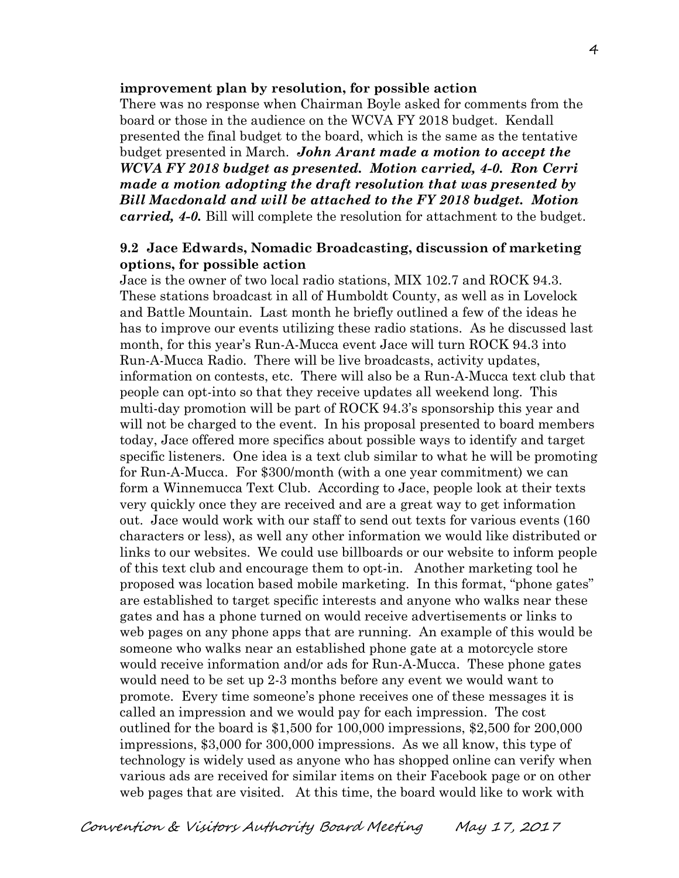**improvement plan by resolution, for possible action**

There was no response when Chairman Boyle asked for comments from the board or those in the audience on the WCVA FY 2018 budget. Kendall presented the final budget to the board, which is the same as the tentative budget presented in March. ***John Arant made a motion to accept the WCVA FY 2018 budget as presented. Motion carried, 4-0. Ron Cerri made a motion adopting the draft resolution that was presented by Bill Macdonald and will be attached to the FY 2018 budget. Motion carried, 4-0.*** Bill will complete the resolution for attachment to the budget.

**9.2 Jace Edwards, Nomadic Broadcasting, discussion of marketing options, for possible action**

Jace is the owner of two local radio stations, MIX 102.7 and ROCK 94.3. These stations broadcast in all of Humboldt County, as well as in Lovelock and Battle Mountain. Last month he briefly outlined a few of the ideas he has to improve our events utilizing these radio stations. As he discussed last month, for this year's Run-A-Mucca event Jace will turn ROCK 94.3 into Run-A-Mucca Radio. There will be live broadcasts, activity updates, information on contests, etc. There will also be a Run-A-Mucca text club that people can opt-into so that they receive updates all weekend long. This multi-day promotion will be part of ROCK 94.3's sponsorship this year and will not be charged to the event. In his proposal presented to board members today, Jace offered more specifics about possible ways to identify and target specific listeners. One idea is a text club similar to what he will be promoting for Run-A-Mucca. For $300/month (with a one year commitment) we can form a Winnemucca Text Club. According to Jace, people look at their texts very quickly once they are received and are a great way to get information out. Jace would work with our staff to send out texts for various events (160 characters or less), as well any other information we would like distributed or links to our websites. We could use billboards or our website to inform people of this text club and encourage them to opt-in. Another marketing tool he proposed was location based mobile marketing. In this format, "phone gates" are established to target specific interests and anyone who walks near these gates and has a phone turned on would receive advertisements or links to web pages on any phone apps that are running. An example of this would be someone who walks near an established phone gate at a motorcycle store would receive information and/or ads for Run-A-Mucca. These phone gates would need to be set up 2-3 months before any event we would want to promote. Every time someone's phone receives one of these messages it is called an impression and we would pay for each impression. The cost outlined for the board is $1,500 for 100,000 impressions, $2,500 for 200,000 impressions, $3,000 for 300,000 impressions. As we all know, this type of technology is widely used as anyone who has shopped online can verify when various ads are received for similar items on their Facebook page or on other web pages that are visited. At this time, the board would like to work with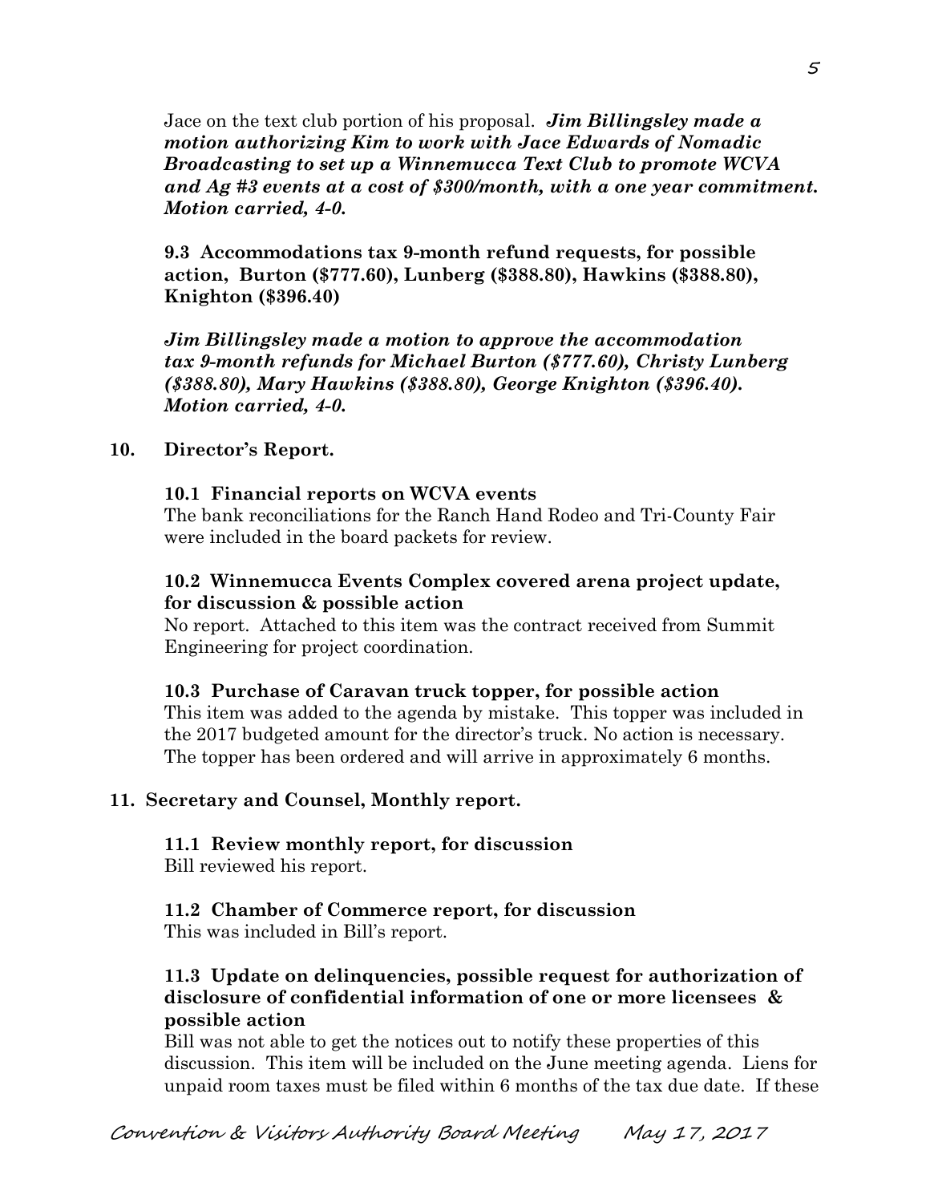Jace on the text club portion of his proposal. ***Jim Billingsley made a motion authorizing Kim to work with Jace Edwards of Nomadic Broadcasting to set up a Winnemucca Text Club to promote WCVA and Ag #3 events at a cost of $300/month, with a one year commitment. Motion carried, 4-0.***

**9.3 Accommodations tax 9-month refund requests, for possible action, Burton ($777.60), Lunberg ($388.80), Hawkins ($388.80), Knighton ($396.40)**

***Jim Billingsley made a motion to approve the accommodation tax 9-month refunds for Michael Burton ($777.60), Christy Lunberg ($388.80), Mary Hawkins ($388.80), George Knighton ($396.40). Motion carried, 4-0.***

## 10. Director's Report.

**10.1 Financial reports on WCVA events**

The bank reconciliations for the Ranch Hand Rodeo and Tri-County Fair were included in the board packets for review.

**10.2 Winnemucca Events Complex covered arena project update, for discussion & possible action**

No report. Attached to this item was the contract received from Summit Engineering for project coordination.

**10.3 Purchase of Caravan truck topper, for possible action**

This item was added to the agenda by mistake. This topper was included in the 2017 budgeted amount for the director's truck. No action is necessary. The topper has been ordered and will arrive in approximately 6 months.

## 11. Secretary and Counsel, Monthly report.

**11.1 Review monthly report, for discussion**

Bill reviewed his report.

**11.2 Chamber of Commerce report, for discussion**

This was included in Bill's report.

**11.3 Update on delinquencies, possible request for authorization of disclosure of confidential information of one or more licensees & possible action**

Bill was not able to get the notices out to notify these properties of this discussion. This item will be included on the June meeting agenda. Liens for unpaid room taxes must be filed within 6 months of the tax due date. If these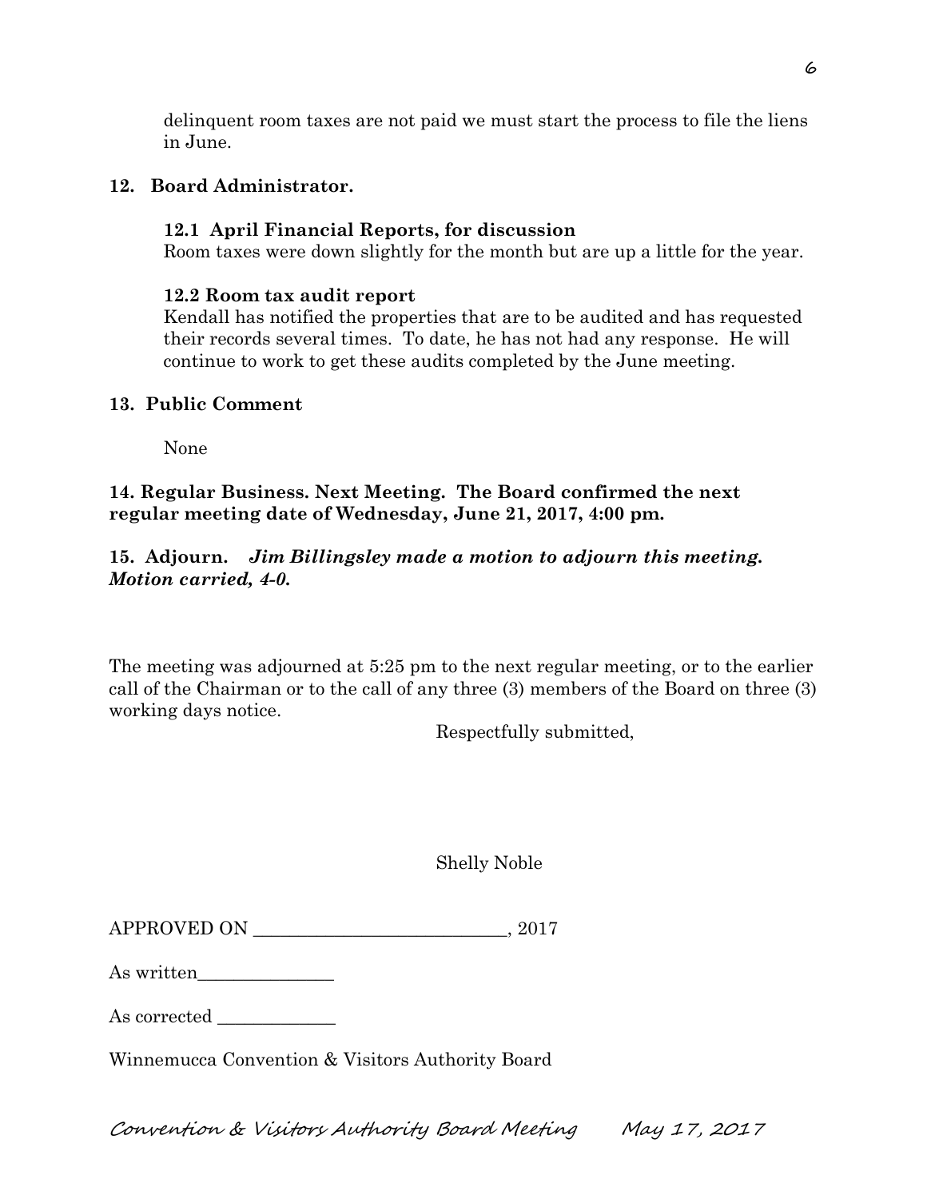delinquent room taxes are not paid we must start the process to file the liens in June.

## 12. Board Administrator.

### 12.1 April Financial Reports, for discussion

Room taxes were down slightly for the month but are up a little for the year.

### 12.2 Room tax audit report

Kendall has notified the properties that are to be audited and has requested their records several times. To date, he has not had any response. He will continue to work to get these audits completed by the June meeting.

## 13. Public Comment

None

## 14. Regular Business. Next Meeting. The Board confirmed the next regular meeting date of Wednesday, June 21, 2017, 4:00 pm.

## 15. Adjourn. *Jim Billingsley made a motion to adjourn this meeting. Motion carried, 4-0.*

The meeting was adjourned at 5:25 pm to the next regular meeting, or to the earlier call of the Chairman or to the call of any three (3) members of the Board on three (3) working days notice.

Respectfully submitted,

Shelly Noble

APPROVED ON ___________________________, 2017

As written_______________

As corrected _____________

Winnemucca Convention & Visitors Authority Board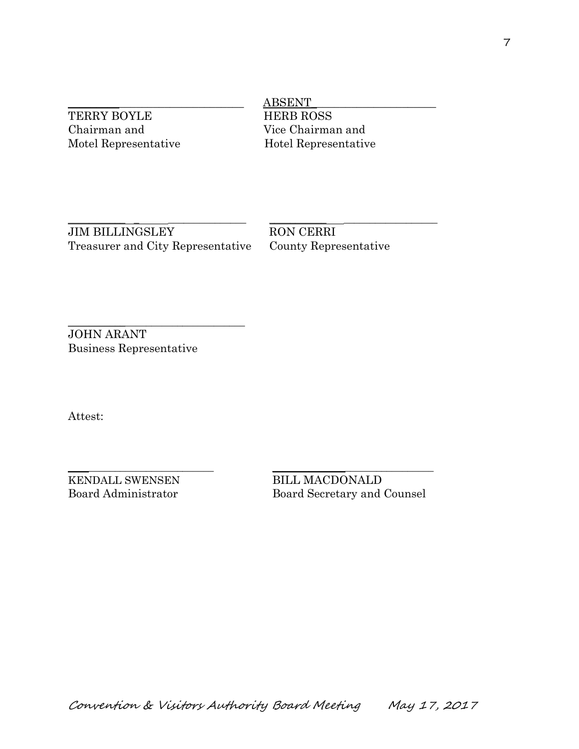\_\_\_\_\_\_\_\_\_\_\_\_\_\_\_\_\_\_\_\_\_\_\_\_\_\_\_\_\_\_\_\_
TERRY BOYLE
Chairman and
Motel Representative

ABSENT\_\_\_\_\_\_\_\_\_\_\_\_\_\_\_\_\_\_\_\_\_\_\_\_
HERB ROSS
Vice Chairman and
Hotel Representative

\_\_\_\_\_\_\_\_\_\_\_\_\_\_\_\_\_\_\_\_\_\_\_\_\_\_\_\_\_\_\_\_
JIM BILLINGSLEY
Treasurer and City Representative

\_\_\_\_\_\_\_\_\_\_\_\_\_\_\_\_\_\_\_\_\_\_\_\_\_\_\_\_\_\_\_\_
RON CERRI
County Representative

\_\_\_\_\_\_\_\_\_\_\_\_\_\_\_\_\_\_\_\_\_\_\_\_\_\_\_\_\_\_\_\_
JOHN ARANT
Business Representative

Attest:

\_\_\_\_\_\_\_\_\_\_\_\_\_\_\_\_\_\_\_\_\_\_\_\_\_\_\_\_\_\_\_\_
KENDALL SWENSEN
Board Administrator

\_\_\_\_\_\_\_\_\_\_\_\_\_\_\_\_\_\_\_\_\_\_\_\_\_\_\_\_\_\_\_\_
BILL MACDONALD
Board Secretary and Counsel